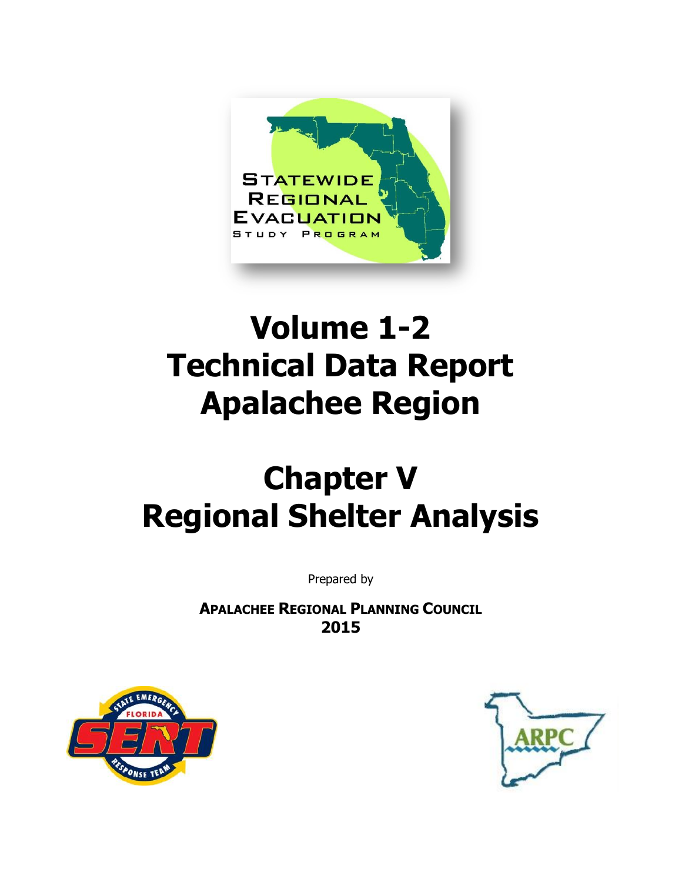# Volume 1-2 Technical Data Report Apalachee Region

# Chapter V Regional Shelter Analysis

Prepared by

**APALACHEE REGIONAL PLANNING COUNCIL**
**2015**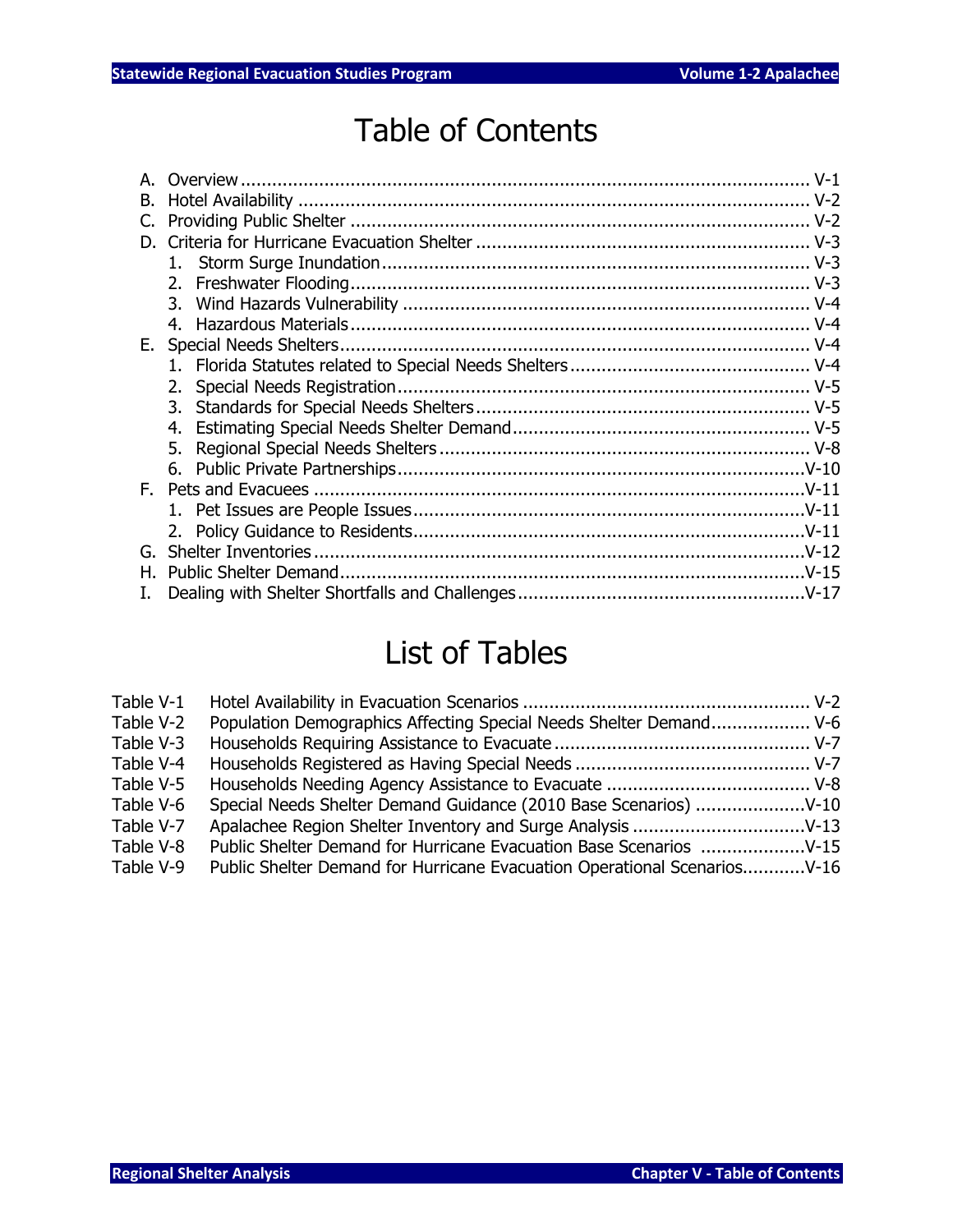# Table of Contents

A. Overview .......... V-1
B. Hotel Availability .......... V-2
C. Providing Public Shelter .......... V-2
D. Criteria for Hurricane Evacuation Shelter .......... V-3
   1. Storm Surge Inundation .......... V-3
   2. Freshwater Flooding .......... V-3
   3. Wind Hazards Vulnerability .......... V-4
   4. Hazardous Materials .......... V-4
E. Special Needs Shelters .......... V-4
   1. Florida Statutes related to Special Needs Shelters .......... V-4
   2. Special Needs Registration .......... V-5
   3. Standards for Special Needs Shelters .......... V-5
   4. Estimating Special Needs Shelter Demand .......... V-5
   5. Regional Special Needs Shelters .......... V-8
   6. Public Private Partnerships .......... V-10
F. Pets and Evacuees .......... V-11
   1. Pet Issues are People Issues .......... V-11
   2. Policy Guidance to Residents .......... V-11
G. Shelter Inventories .......... V-12
H. Public Shelter Demand .......... V-15
I. Dealing with Shelter Shortfalls and Challenges .......... V-17

# List of Tables

| Table | Title | Page |
|---|---|---|
| Table V-1 | Hotel Availability in Evacuation Scenarios | V-2 |
| Table V-2 | Population Demographics Affecting Special Needs Shelter Demand | V-6 |
| Table V-3 | Households Requiring Assistance to Evacuate | V-7 |
| Table V-4 | Households Registered as Having Special Needs | V-7 |
| Table V-5 | Households Needing Agency Assistance to Evacuate | V-8 |
| Table V-6 | Special Needs Shelter Demand Guidance (2010 Base Scenarios) | V-10 |
| Table V-7 | Apalachee Region Shelter Inventory and Surge Analysis | V-13 |
| Table V-8 | Public Shelter Demand for Hurricane Evacuation Base Scenarios | V-15 |
| Table V-9 | Public Shelter Demand for Hurricane Evacuation Operational Scenarios | V-16 |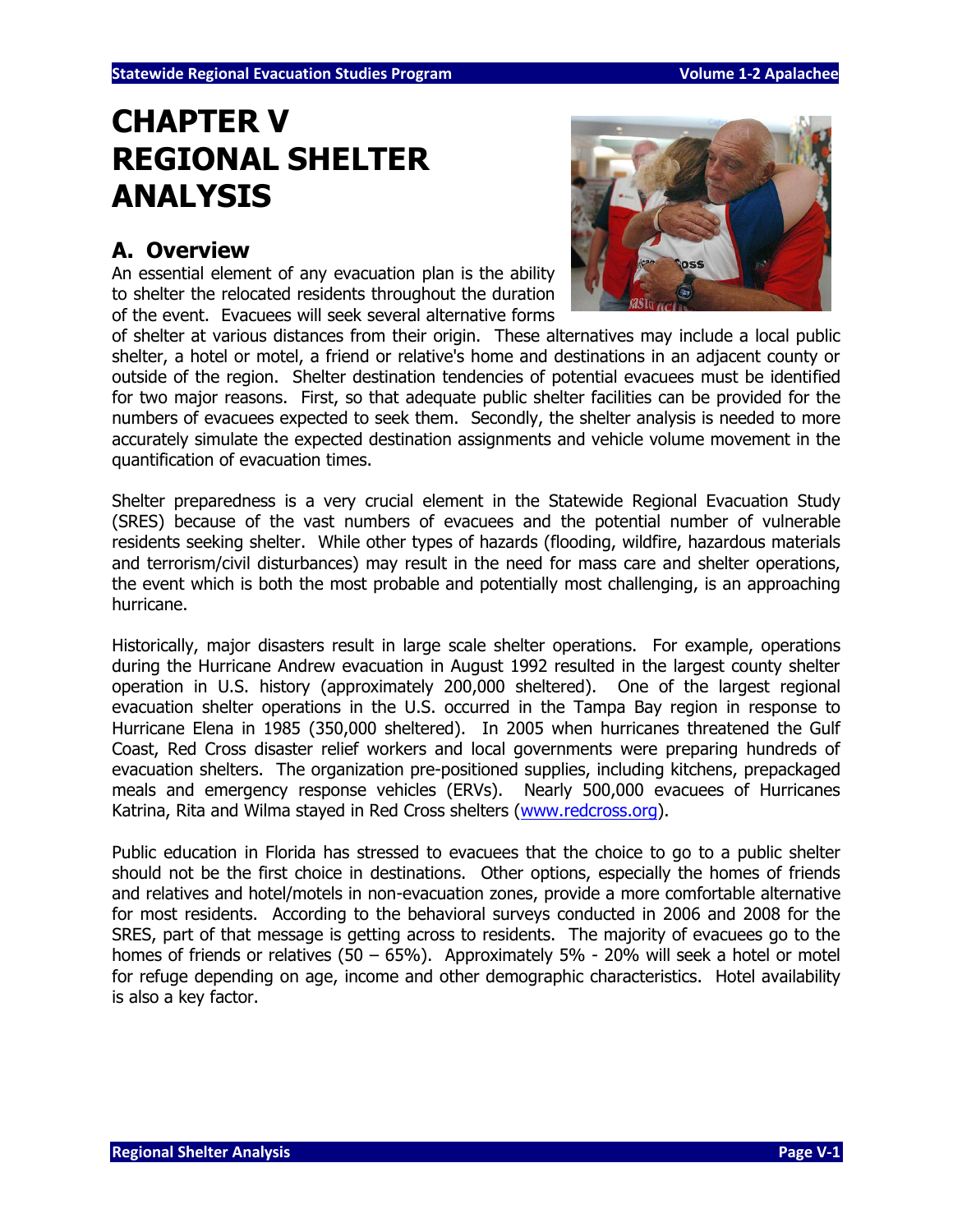# CHAPTER V REGIONAL SHELTER ANALYSIS

## A. Overview

An essential element of any evacuation plan is the ability to shelter the relocated residents throughout the duration of the event. Evacuees will seek several alternative forms of shelter at various distances from their origin. These alternatives may include a local public shelter, a hotel or motel, a friend or relative's home and destinations in an adjacent county or outside of the region. Shelter destination tendencies of potential evacuees must be identified for two major reasons. First, so that adequate public shelter facilities can be provided for the numbers of evacuees expected to seek them. Secondly, the shelter analysis is needed to more accurately simulate the expected destination assignments and vehicle volume movement in the quantification of evacuation times.

Shelter preparedness is a very crucial element in the Statewide Regional Evacuation Study (SRES) because of the vast numbers of evacuees and the potential number of vulnerable residents seeking shelter. While other types of hazards (flooding, wildfire, hazardous materials and terrorism/civil disturbances) may result in the need for mass care and shelter operations, the event which is both the most probable and potentially most challenging, is an approaching hurricane.

Historically, major disasters result in large scale shelter operations. For example, operations during the Hurricane Andrew evacuation in August 1992 resulted in the largest county shelter operation in U.S. history (approximately 200,000 sheltered). One of the largest regional evacuation shelter operations in the U.S. occurred in the Tampa Bay region in response to Hurricane Elena in 1985 (350,000 sheltered). In 2005 when hurricanes threatened the Gulf Coast, Red Cross disaster relief workers and local governments were preparing hundreds of evacuation shelters. The organization pre-positioned supplies, including kitchens, prepackaged meals and emergency response vehicles (ERVs). Nearly 500,000 evacuees of Hurricanes Katrina, Rita and Wilma stayed in Red Cross shelters (www.redcross.org).

Public education in Florida has stressed to evacuees that the choice to go to a public shelter should not be the first choice in destinations. Other options, especially the homes of friends and relatives and hotel/motels in non-evacuation zones, provide a more comfortable alternative for most residents. According to the behavioral surveys conducted in 2006 and 2008 for the SRES, part of that message is getting across to residents. The majority of evacuees go to the homes of friends or relatives (50 – 65%). Approximately 5% - 20% will seek a hotel or motel for refuge depending on age, income and other demographic characteristics. Hotel availability is also a key factor.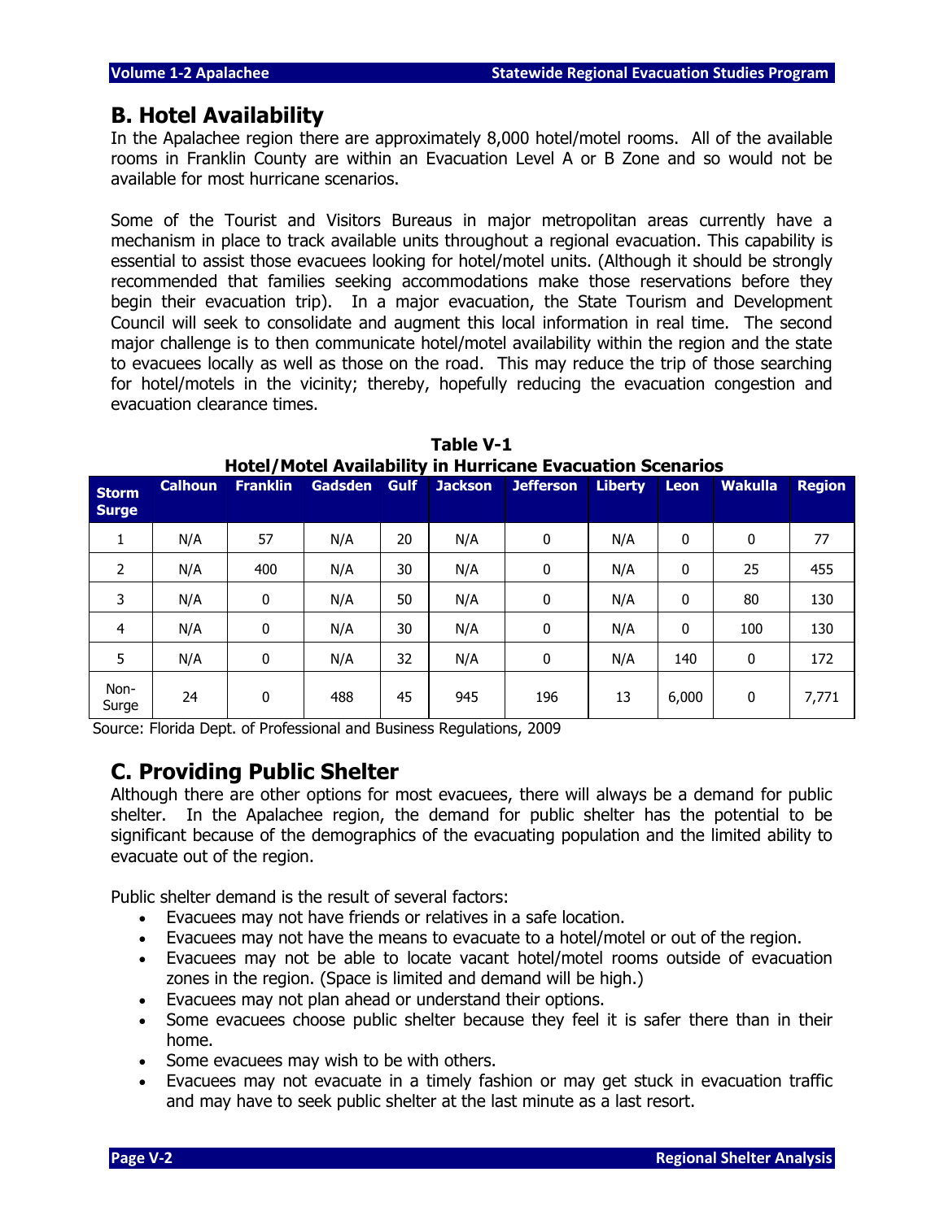## B. Hotel Availability

In the Apalachee region there are approximately 8,000 hotel/motel rooms. All of the available rooms in Franklin County are within an Evacuation Level A or B Zone and so would not be available for most hurricane scenarios.

Some of the Tourist and Visitors Bureaus in major metropolitan areas currently have a mechanism in place to track available units throughout a regional evacuation. This capability is essential to assist those evacuees looking for hotel/motel units. (Although it should be strongly recommended that families seeking accommodations make those reservations before they begin their evacuation trip). In a major evacuation, the State Tourism and Development Council will seek to consolidate and augment this local information in real time. The second major challenge is to then communicate hotel/motel availability within the region and the state to evacuees locally as well as those on the road. This may reduce the trip of those searching for hotel/motels in the vicinity; thereby, hopefully reducing the evacuation congestion and evacuation clearance times.

**Table V-1**
**Hotel/Motel Availability in Hurricane Evacuation Scenarios**

| Storm Surge | Calhoun | Franklin | Gadsden | Gulf | Jackson | Jefferson | Liberty | Leon | Wakulla | Region |
|---|---|---|---|---|---|---|---|---|---|---|
| 1 | N/A | 57 | N/A | 20 | N/A | 0 | N/A | 0 | 0 | 77 |
| 2 | N/A | 400 | N/A | 30 | N/A | 0 | N/A | 0 | 25 | 455 |
| 3 | N/A | 0 | N/A | 50 | N/A | 0 | N/A | 0 | 80 | 130 |
| 4 | N/A | 0 | N/A | 30 | N/A | 0 | N/A | 0 | 100 | 130 |
| 5 | N/A | 0 | N/A | 32 | N/A | 0 | N/A | 140 | 0 | 172 |
| Non-Surge | 24 | 0 | 488 | 45 | 945 | 196 | 13 | 6,000 | 0 | 7,771 |

Source: Florida Dept. of Professional and Business Regulations, 2009

## C. Providing Public Shelter

Although there are other options for most evacuees, there will always be a demand for public shelter. In the Apalachee region, the demand for public shelter has the potential to be significant because of the demographics of the evacuating population and the limited ability to evacuate out of the region.

Public shelter demand is the result of several factors:

- Evacuees may not have friends or relatives in a safe location.
- Evacuees may not have the means to evacuate to a hotel/motel or out of the region.
- Evacuees may not be able to locate vacant hotel/motel rooms outside of evacuation zones in the region. (Space is limited and demand will be high.)
- Evacuees may not plan ahead or understand their options.
- Some evacuees choose public shelter because they feel it is safer there than in their home.
- Some evacuees may wish to be with others.
- Evacuees may not evacuate in a timely fashion or may get stuck in evacuation traffic and may have to seek public shelter at the last minute as a last resort.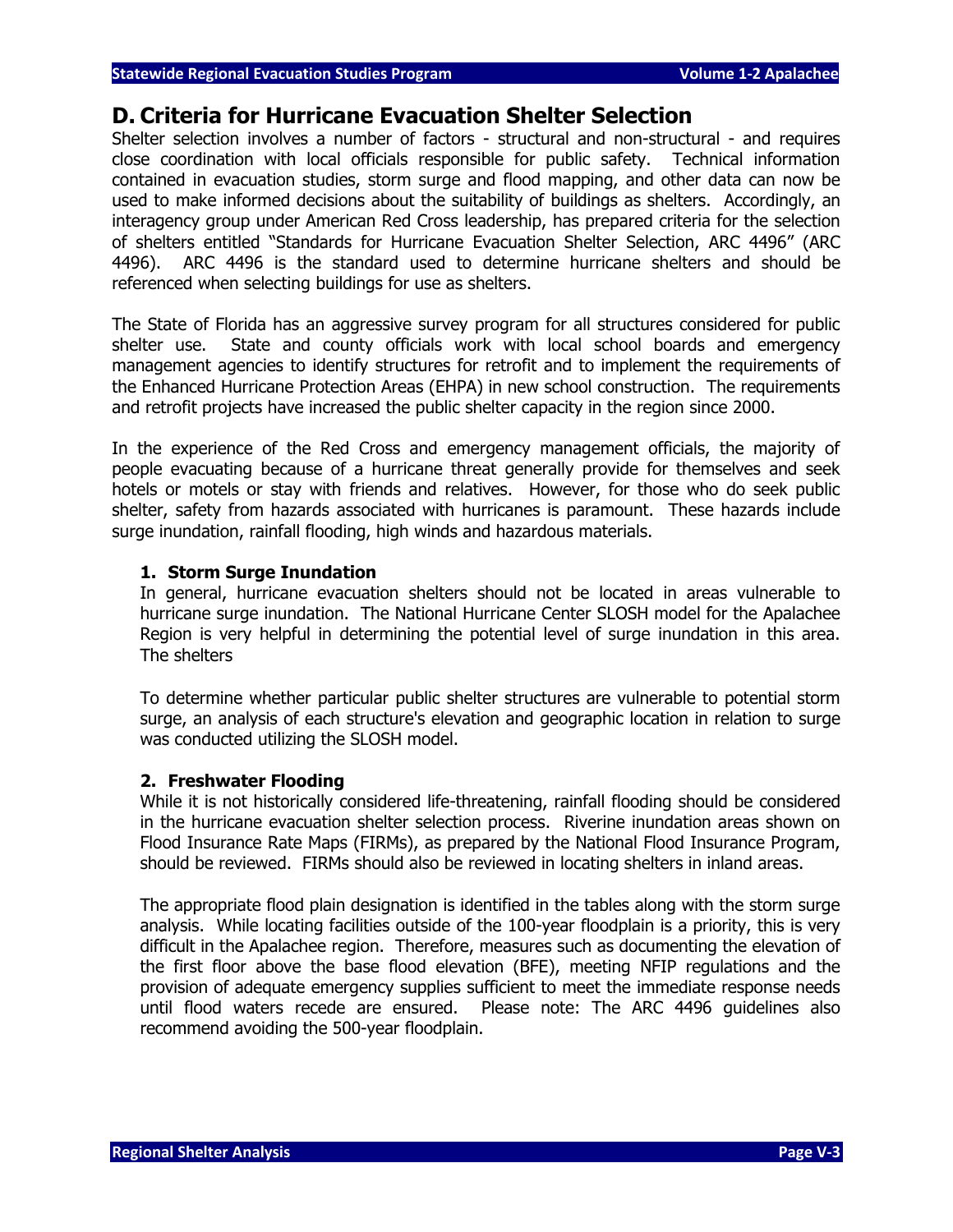## D. Criteria for Hurricane Evacuation Shelter Selection

Shelter selection involves a number of factors - structural and non-structural - and requires close coordination with local officials responsible for public safety. Technical information contained in evacuation studies, storm surge and flood mapping, and other data can now be used to make informed decisions about the suitability of buildings as shelters. Accordingly, an interagency group under American Red Cross leadership, has prepared criteria for the selection of shelters entitled "Standards for Hurricane Evacuation Shelter Selection, ARC 4496" (ARC 4496). ARC 4496 is the standard used to determine hurricane shelters and should be referenced when selecting buildings for use as shelters.

The State of Florida has an aggressive survey program for all structures considered for public shelter use. State and county officials work with local school boards and emergency management agencies to identify structures for retrofit and to implement the requirements of the Enhanced Hurricane Protection Areas (EHPA) in new school construction. The requirements and retrofit projects have increased the public shelter capacity in the region since 2000.

In the experience of the Red Cross and emergency management officials, the majority of people evacuating because of a hurricane threat generally provide for themselves and seek hotels or motels or stay with friends and relatives. However, for those who do seek public shelter, safety from hazards associated with hurricanes is paramount. These hazards include surge inundation, rainfall flooding, high winds and hazardous materials.

### 1. Storm Surge Inundation

In general, hurricane evacuation shelters should not be located in areas vulnerable to hurricane surge inundation. The National Hurricane Center SLOSH model for the Apalachee Region is very helpful in determining the potential level of surge inundation in this area. The shelters

To determine whether particular public shelter structures are vulnerable to potential storm surge, an analysis of each structure's elevation and geographic location in relation to surge was conducted utilizing the SLOSH model.

### 2. Freshwater Flooding

While it is not historically considered life-threatening, rainfall flooding should be considered in the hurricane evacuation shelter selection process. Riverine inundation areas shown on Flood Insurance Rate Maps (FIRMs), as prepared by the National Flood Insurance Program, should be reviewed. FIRMs should also be reviewed in locating shelters in inland areas.

The appropriate flood plain designation is identified in the tables along with the storm surge analysis. While locating facilities outside of the 100-year floodplain is a priority, this is very difficult in the Apalachee region. Therefore, measures such as documenting the elevation of the first floor above the base flood elevation (BFE), meeting NFIP regulations and the provision of adequate emergency supplies sufficient to meet the immediate response needs until flood waters recede are ensured. Please note: The ARC 4496 guidelines also recommend avoiding the 500-year floodplain.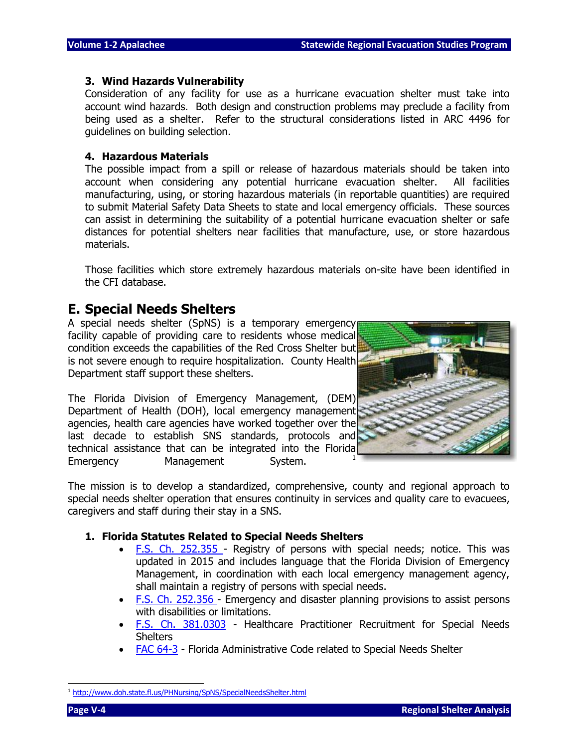### 3. Wind Hazards Vulnerability

Consideration of any facility for use as a hurricane evacuation shelter must take into account wind hazards. Both design and construction problems may preclude a facility from being used as a shelter. Refer to the structural considerations listed in ARC 4496 for guidelines on building selection.

### 4. Hazardous Materials

The possible impact from a spill or release of hazardous materials should be taken into account when considering any potential hurricane evacuation shelter. All facilities manufacturing, using, or storing hazardous materials (in reportable quantities) are required to submit Material Safety Data Sheets to state and local emergency officials. These sources can assist in determining the suitability of a potential hurricane evacuation shelter or safe distances for potential shelters near facilities that manufacture, use, or store hazardous materials.

Those facilities which store extremely hazardous materials on-site have been identified in the CFI database.

## E. Special Needs Shelters

A special needs shelter (SpNS) is a temporary emergency facility capable of providing care to residents whose medical condition exceeds the capabilities of the Red Cross Shelter but is not severe enough to require hospitalization. County Health Department staff support these shelters.

The Florida Division of Emergency Management, (DEM) Department of Health (DOH), local emergency management agencies, health care agencies have worked together over the last decade to establish SNS standards, protocols and technical assistance that can be integrated into the Florida Emergency Management System.[1]

The mission is to develop a standardized, comprehensive, county and regional approach to special needs shelter operation that ensures continuity in services and quality care to evacuees, caregivers and staff during their stay in a SNS.

### 1. Florida Statutes Related to Special Needs Shelters

- F.S. Ch. 252.355 - Registry of persons with special needs; notice. This was updated in 2015 and includes language that the Florida Division of Emergency Management, in coordination with each local emergency management agency, shall maintain a registry of persons with special needs.
- F.S. Ch. 252.356 - Emergency and disaster planning provisions to assist persons with disabilities or limitations.
- F.S. Ch. 381.0303 - Healthcare Practitioner Recruitment for Special Needs Shelters
- FAC 64-3 - Florida Administrative Code related to Special Needs Shelter

[1] http://www.doh.state.fl.us/PHNursing/SpNS/SpecialNeedsShelter.html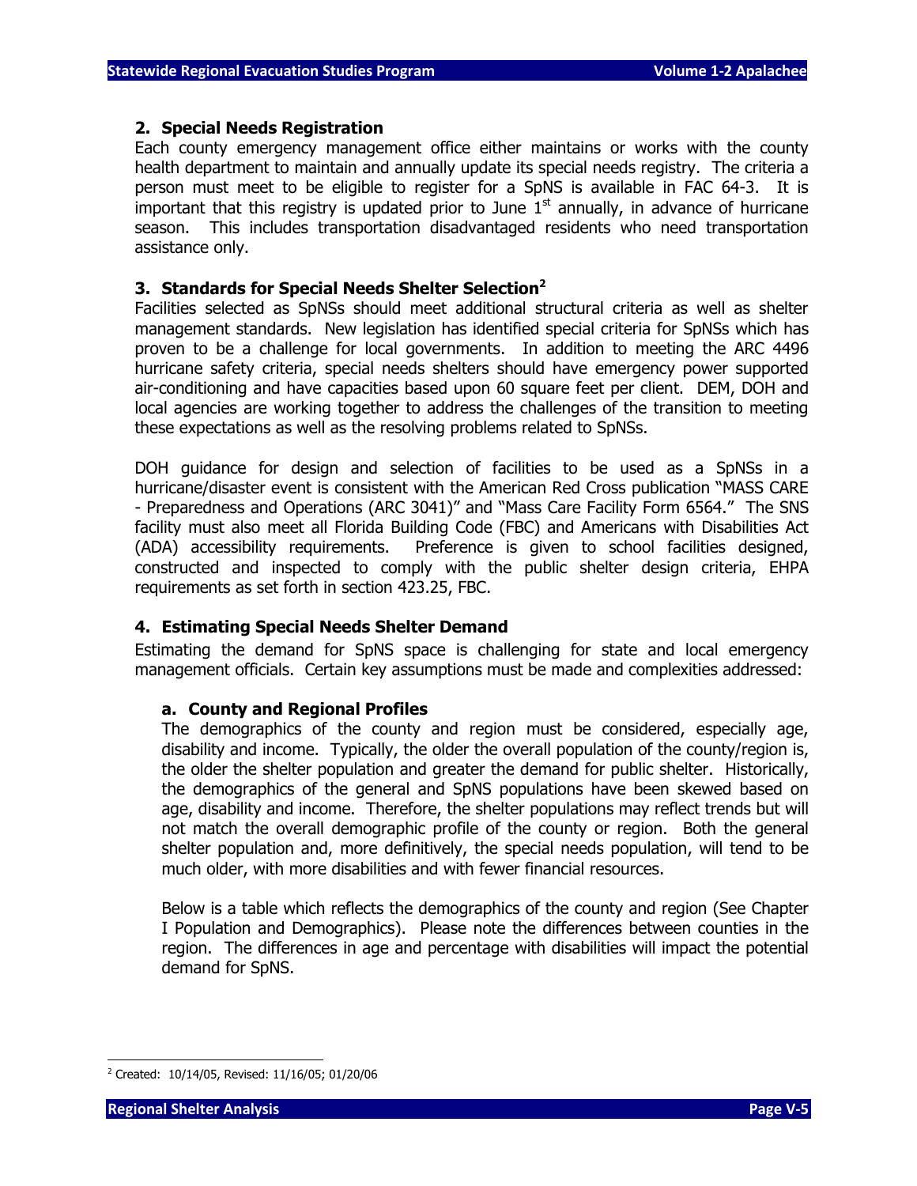## 2. Special Needs Registration

Each county emergency management office either maintains or works with the county health department to maintain and annually update its special needs registry. The criteria a person must meet to be eligible to register for a SpNS is available in FAC 64-3. It is important that this registry is updated prior to June 1st annually, in advance of hurricane season. This includes transportation disadvantaged residents who need transportation assistance only.

## 3. Standards for Special Needs Shelter Selection[2]

Facilities selected as SpNSs should meet additional structural criteria as well as shelter management standards. New legislation has identified special criteria for SpNSs which has proven to be a challenge for local governments. In addition to meeting the ARC 4496 hurricane safety criteria, special needs shelters should have emergency power supported air-conditioning and have capacities based upon 60 square feet per client. DEM, DOH and local agencies are working together to address the challenges of the transition to meeting these expectations as well as the resolving problems related to SpNSs.

DOH guidance for design and selection of facilities to be used as a SpNSs in a hurricane/disaster event is consistent with the American Red Cross publication "MASS CARE - Preparedness and Operations (ARC 3041)" and "Mass Care Facility Form 6564." The SNS facility must also meet all Florida Building Code (FBC) and Americans with Disabilities Act (ADA) accessibility requirements. Preference is given to school facilities designed, constructed and inspected to comply with the public shelter design criteria, EHPA requirements as set forth in section 423.25, FBC.

## 4. Estimating Special Needs Shelter Demand

Estimating the demand for SpNS space is challenging for state and local emergency management officials. Certain key assumptions must be made and complexities addressed:

### a. County and Regional Profiles

The demographics of the county and region must be considered, especially age, disability and income. Typically, the older the overall population of the county/region is, the older the shelter population and greater the demand for public shelter. Historically, the demographics of the general and SpNS populations have been skewed based on age, disability and income. Therefore, the shelter populations may reflect trends but will not match the overall demographic profile of the county or region. Both the general shelter population and, more definitively, the special needs population, will tend to be much older, with more disabilities and with fewer financial resources.

Below is a table which reflects the demographics of the county and region (See Chapter I Population and Demographics). Please note the differences between counties in the region. The differences in age and percentage with disabilities will impact the potential demand for SpNS.

---

[2] Created: 10/14/05, Revised: 11/16/05; 01/20/06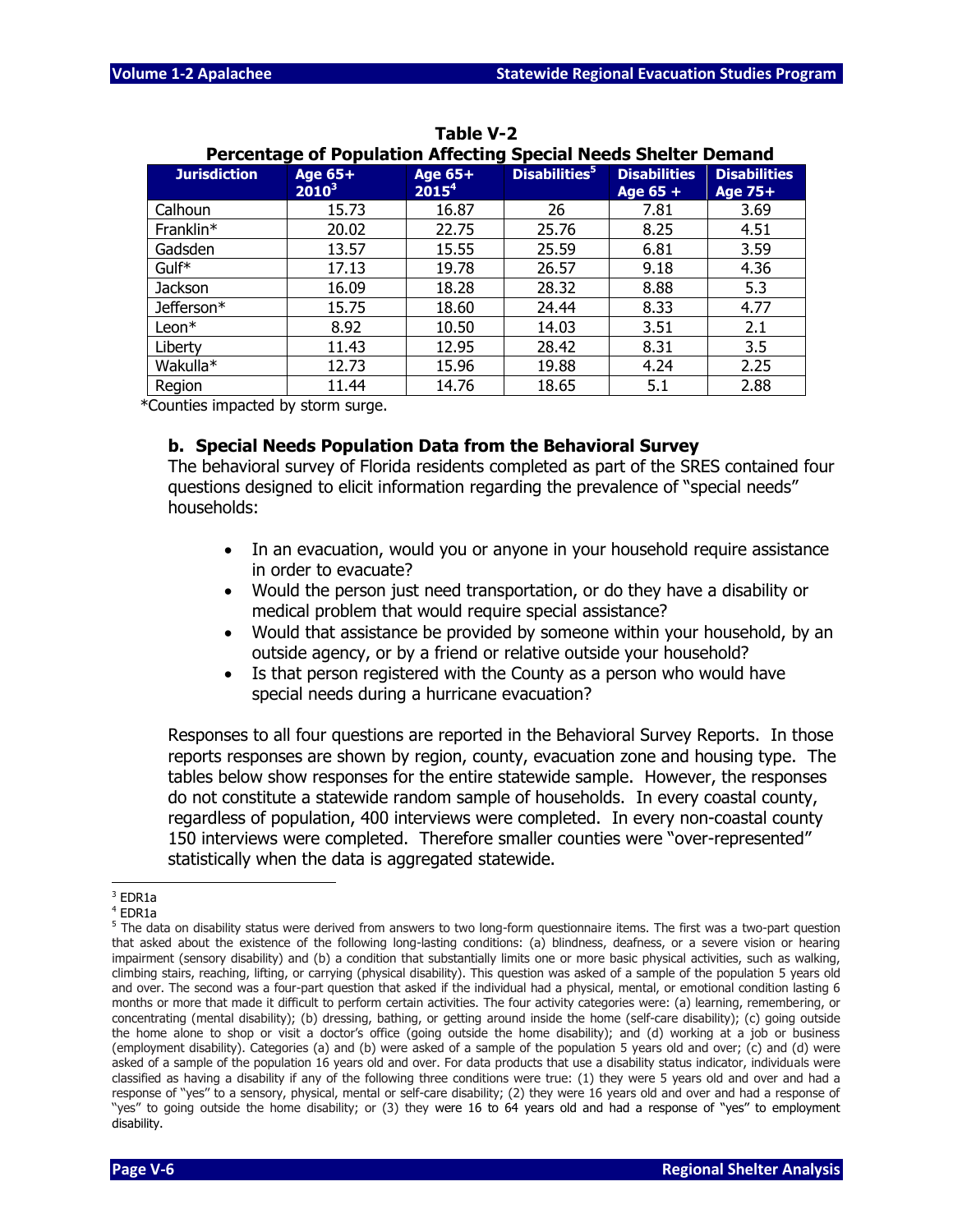**Table V-2**
**Percentage of Population Affecting Special Needs Shelter Demand**

| Jurisdiction | Age 65+ 2010[3] | Age 65+ 2015[4] | Disabilities[5] | Disabilities Age 65 + | Disabilities Age 75+ |
|---|---|---|---|---|---|
| Calhoun | 15.73 | 16.87 | 26 | 7.81 | 3.69 |
| Franklin* | 20.02 | 22.75 | 25.76 | 8.25 | 4.51 |
| Gadsden | 13.57 | 15.55 | 25.59 | 6.81 | 3.59 |
| Gulf* | 17.13 | 19.78 | 26.57 | 9.18 | 4.36 |
| Jackson | 16.09 | 18.28 | 28.32 | 8.88 | 5.3 |
| Jefferson* | 15.75 | 18.60 | 24.44 | 8.33 | 4.77 |
| Leon* | 8.92 | 10.50 | 14.03 | 3.51 | 2.1 |
| Liberty | 11.43 | 12.95 | 28.42 | 8.31 | 3.5 |
| Wakulla* | 12.73 | 15.96 | 19.88 | 4.24 | 2.25 |
| Region | 11.44 | 14.76 | 18.65 | 5.1 | 2.88 |

*Counties impacted by storm surge.

### b. Special Needs Population Data from the Behavioral Survey

The behavioral survey of Florida residents completed as part of the SRES contained four questions designed to elicit information regarding the prevalence of "special needs" households:

- In an evacuation, would you or anyone in your household require assistance in order to evacuate?
- Would the person just need transportation, or do they have a disability or medical problem that would require special assistance?
- Would that assistance be provided by someone within your household, by an outside agency, or by a friend or relative outside your household?
- Is that person registered with the County as a person who would have special needs during a hurricane evacuation?

Responses to all four questions are reported in the Behavioral Survey Reports. In those reports responses are shown by region, county, evacuation zone and housing type. The tables below show responses for the entire statewide sample. However, the responses do not constitute a statewide random sample of households. In every coastal county, regardless of population, 400 interviews were completed. In every non-coastal county 150 interviews were completed. Therefore smaller counties were "over-represented" statistically when the data is aggregated statewide.

---

[3] EDR1a

[4] EDR1a

[5] The data on disability status were derived from answers to two long-form questionnaire items. The first was a two-part question that asked about the existence of the following long-lasting conditions: (a) blindness, deafness, or a severe vision or hearing impairment (sensory disability) and (b) a condition that substantially limits one or more basic physical activities, such as walking, climbing stairs, reaching, lifting, or carrying (physical disability). This question was asked of a sample of the population 5 years old and over. The second was a four-part question that asked if the individual had a physical, mental, or emotional condition lasting 6 months or more that made it difficult to perform certain activities. The four activity categories were: (a) learning, remembering, or concentrating (mental disability); (b) dressing, bathing, or getting around inside the home (self-care disability); (c) going outside the home alone to shop or visit a doctor's office (going outside the home disability); and (d) working at a job or business (employment disability). Categories (a) and (b) were asked of a sample of the population 5 years old and over; (c) and (d) were asked of a sample of the population 16 years old and over. For data products that use a disability status indicator, individuals were classified as having a disability if any of the following three conditions were true: (1) they were 5 years old and over and had a response of "yes" to a sensory, physical, mental or self-care disability; (2) they were 16 years old and over and had a response of "yes" to going outside the home disability; or (3) they were 16 to 64 years old and had a response of "yes" to employment disability.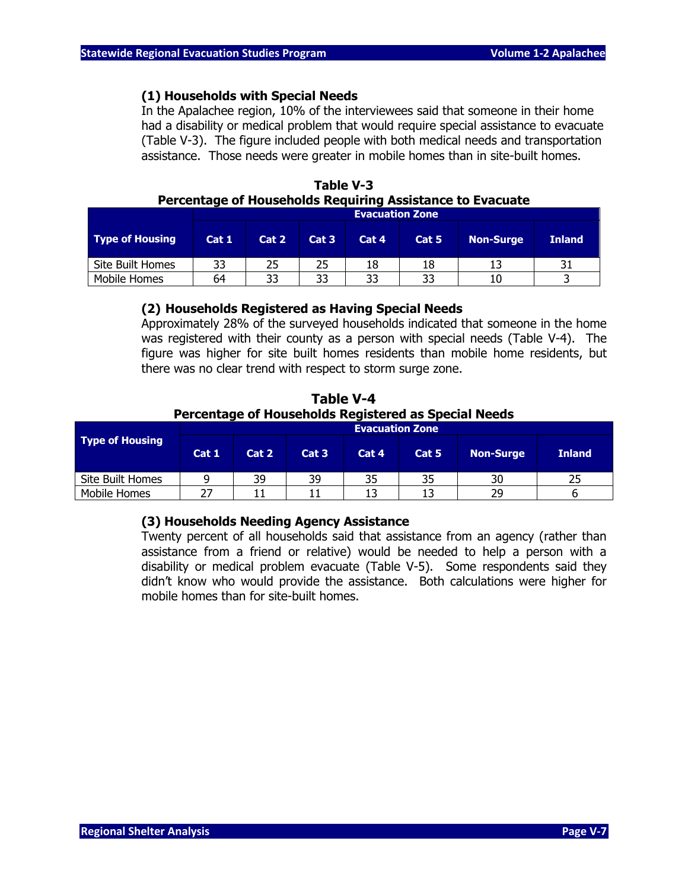**(1) Households with Special Needs**

In the Apalachee region, 10% of the interviewees said that someone in their home had a disability or medical problem that would require special assistance to evacuate (Table V-3). The figure included people with both medical needs and transportation assistance. Those needs were greater in mobile homes than in site-built homes.

**Table V-3**
**Percentage of Households Requiring Assistance to Evacuate**

| Type of Housing | Evacuation Zone | | | | | | |
|---|---|---|---|---|---|---|---|
| | Cat 1 | Cat 2 | Cat 3 | Cat 4 | Cat 5 | Non-Surge | Inland |
| Site Built Homes | 33 | 25 | 25 | 18 | 18 | 13 | 31 |
| Mobile Homes | 64 | 33 | 33 | 33 | 33 | 10 | 3 |

**(2) Households Registered as Having Special Needs**

Approximately 28% of the surveyed households indicated that someone in the home was registered with their county as a person with special needs (Table V-4). The figure was higher for site built homes residents than mobile home residents, but there was no clear trend with respect to storm surge zone.

**Table V-4**
**Percentage of Households Registered as Special Needs**

| Type of Housing | Evacuation Zone | | | | | | |
|---|---|---|---|---|---|---|---|
| | Cat 1 | Cat 2 | Cat 3 | Cat 4 | Cat 5 | Non-Surge | Inland |
| Site Built Homes | 9 | 39 | 39 | 35 | 35 | 30 | 25 |
| Mobile Homes | 27 | 11 | 11 | 13 | 13 | 29 | 6 |

**(3) Households Needing Agency Assistance**

Twenty percent of all households said that assistance from an agency (rather than assistance from a friend or relative) would be needed to help a person with a disability or medical problem evacuate (Table V-5). Some respondents said they didn't know who would provide the assistance. Both calculations were higher for mobile homes than for site-built homes.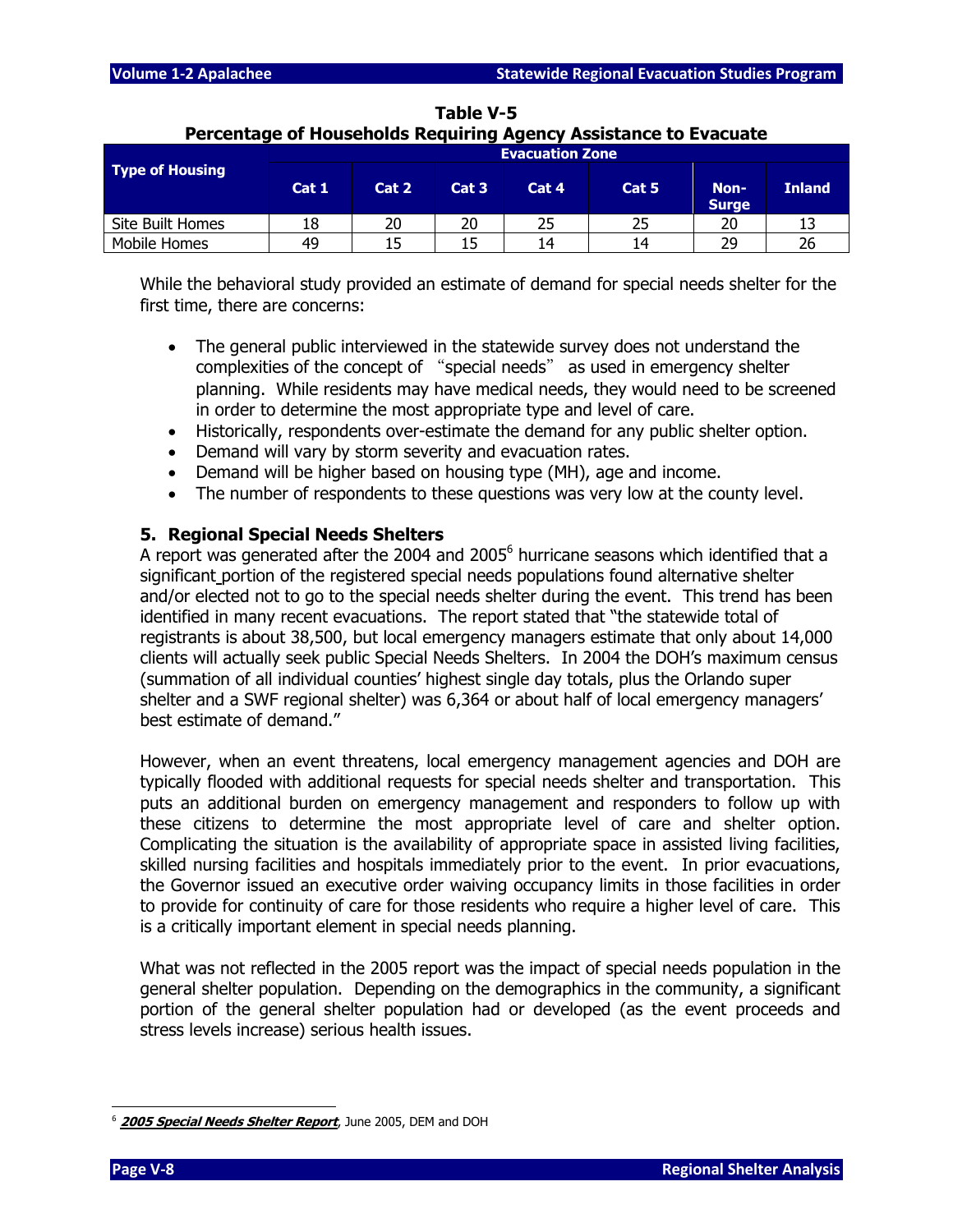**Table V-5**
**Percentage of Households Requiring Agency Assistance to Evacuate**

| Type of Housing | Evacuation Zone | | | | | | |
|---|---|---|---|---|---|---|---|
| | Cat 1 | Cat 2 | Cat 3 | Cat 4 | Cat 5 | Non-Surge | Inland |
| Site Built Homes | 18 | 20 | 20 | 25 | 25 | 20 | 13 |
| Mobile Homes | 49 | 15 | 15 | 14 | 14 | 29 | 26 |

While the behavioral study provided an estimate of demand for special needs shelter for the first time, there are concerns:

- The general public interviewed in the statewide survey does not understand the complexities of the concept of "special needs" as used in emergency shelter planning. While residents may have medical needs, they would need to be screened in order to determine the most appropriate type and level of care.
- Historically, respondents over-estimate the demand for any public shelter option.
- Demand will vary by storm severity and evacuation rates.
- Demand will be higher based on housing type (MH), age and income.
- The number of respondents to these questions was very low at the county level.

### 5. Regional Special Needs Shelters

A report was generated after the 2004 and 2005[6] hurricane seasons which identified that a significant portion of the registered special needs populations found alternative shelter and/or elected not to go to the special needs shelter during the event. This trend has been identified in many recent evacuations. The report stated that "the statewide total of registrants is about 38,500, but local emergency managers estimate that only about 14,000 clients will actually seek public Special Needs Shelters. In 2004 the DOH's maximum census (summation of all individual counties' highest single day totals, plus the Orlando super shelter and a SWF regional shelter) was 6,364 or about half of local emergency managers' best estimate of demand."

However, when an event threatens, local emergency management agencies and DOH are typically flooded with additional requests for special needs shelter and transportation. This puts an additional burden on emergency management and responders to follow up with these citizens to determine the most appropriate level of care and shelter option. Complicating the situation is the availability of appropriate space in assisted living facilities, skilled nursing facilities and hospitals immediately prior to the event. In prior evacuations, the Governor issued an executive order waiving occupancy limits in those facilities in order to provide for continuity of care for those residents who require a higher level of care. This is a critically important element in special needs planning.

What was not reflected in the 2005 report was the impact of special needs population in the general shelter population. Depending on the demographics in the community, a significant portion of the general shelter population had or developed (as the event proceeds and stress levels increase) serious health issues.

---

[6] ***2005 Special Needs Shelter Report***, June 2005, DEM and DOH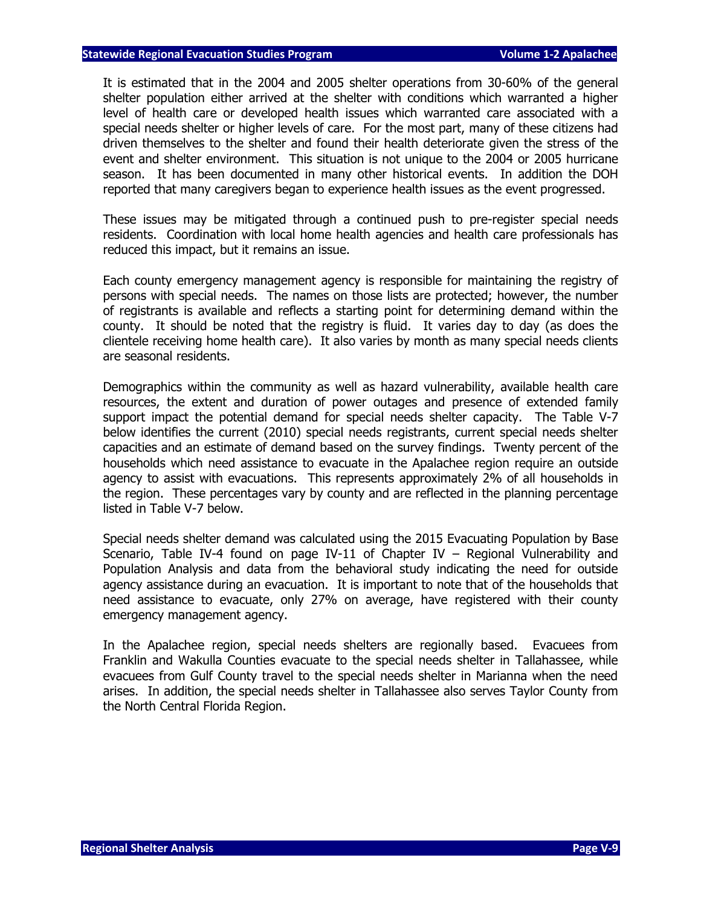It is estimated that in the 2004 and 2005 shelter operations from 30-60% of the general shelter population either arrived at the shelter with conditions which warranted a higher level of health care or developed health issues which warranted care associated with a special needs shelter or higher levels of care. For the most part, many of these citizens had driven themselves to the shelter and found their health deteriorate given the stress of the event and shelter environment. This situation is not unique to the 2004 or 2005 hurricane season. It has been documented in many other historical events. In addition the DOH reported that many caregivers began to experience health issues as the event progressed.

These issues may be mitigated through a continued push to pre-register special needs residents. Coordination with local home health agencies and health care professionals has reduced this impact, but it remains an issue.

Each county emergency management agency is responsible for maintaining the registry of persons with special needs. The names on those lists are protected; however, the number of registrants is available and reflects a starting point for determining demand within the county. It should be noted that the registry is fluid. It varies day to day (as does the clientele receiving home health care). It also varies by month as many special needs clients are seasonal residents.

Demographics within the community as well as hazard vulnerability, available health care resources, the extent and duration of power outages and presence of extended family support impact the potential demand for special needs shelter capacity. The Table V-7 below identifies the current (2010) special needs registrants, current special needs shelter capacities and an estimate of demand based on the survey findings. Twenty percent of the households which need assistance to evacuate in the Apalachee region require an outside agency to assist with evacuations. This represents approximately 2% of all households in the region. These percentages vary by county and are reflected in the planning percentage listed in Table V-7 below.

Special needs shelter demand was calculated using the 2015 Evacuating Population by Base Scenario, Table IV-4 found on page IV-11 of Chapter IV – Regional Vulnerability and Population Analysis and data from the behavioral study indicating the need for outside agency assistance during an evacuation. It is important to note that of the households that need assistance to evacuate, only 27% on average, have registered with their county emergency management agency.

In the Apalachee region, special needs shelters are regionally based. Evacuees from Franklin and Wakulla Counties evacuate to the special needs shelter in Tallahassee, while evacuees from Gulf County travel to the special needs shelter in Marianna when the need arises. In addition, the special needs shelter in Tallahassee also serves Taylor County from the North Central Florida Region.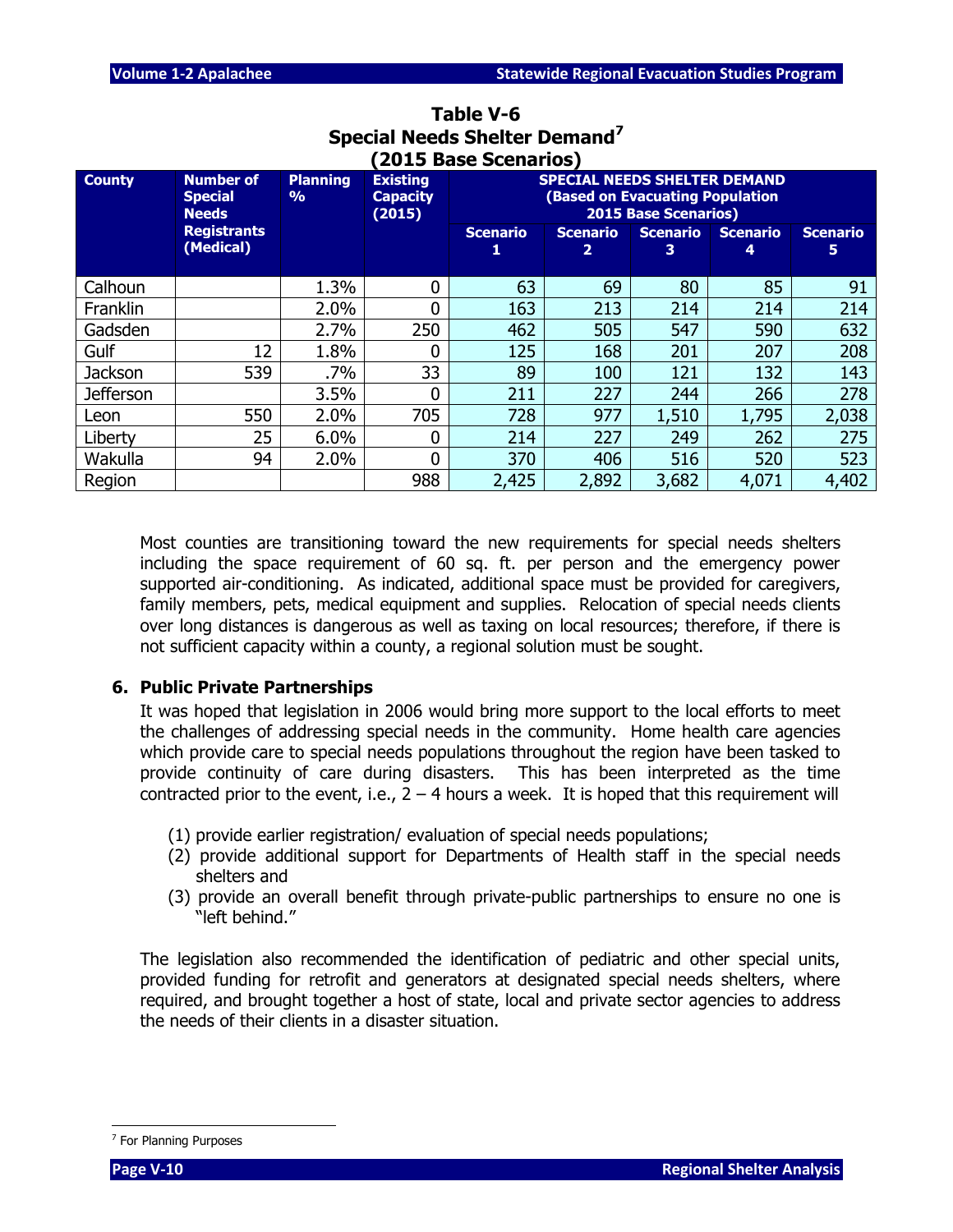**Table V-6**
**Special Needs Shelter Demand[7]**
**(2015 Base Scenarios)**

| County | Number of Special Needs Registrants (Medical) | Planning % | Existing Capacity (2015) | SPECIAL NEEDS SHELTER DEMAND (Based on Evacuating Population 2015 Base Scenarios) | | | | |
|---|---|---|---|---|---|---|---|---|
| | | | | Scenario 1 | Scenario 2 | Scenario 3 | Scenario 4 | Scenario 5 |
| Calhoun | | 1.3% | 0 | 63 | 69 | 80 | 85 | 91 |
| Franklin | | 2.0% | 0 | 163 | 213 | 214 | 214 | 214 |
| Gadsden | | 2.7% | 250 | 462 | 505 | 547 | 590 | 632 |
| Gulf | 12 | 1.8% | 0 | 125 | 168 | 201 | 207 | 208 |
| Jackson | 539 | .7% | 33 | 89 | 100 | 121 | 132 | 143 |
| Jefferson | | 3.5% | 0 | 211 | 227 | 244 | 266 | 278 |
| Leon | 550 | 2.0% | 705 | 728 | 977 | 1,510 | 1,795 | 2,038 |
| Liberty | 25 | 6.0% | 0 | 214 | 227 | 249 | 262 | 275 |
| Wakulla | 94 | 2.0% | 0 | 370 | 406 | 516 | 520 | 523 |
| Region | | | 988 | 2,425 | 2,892 | 3,682 | 4,071 | 4,402 |

Most counties are transitioning toward the new requirements for special needs shelters including the space requirement of 60 sq. ft. per person and the emergency power supported air-conditioning. As indicated, additional space must be provided for caregivers, family members, pets, medical equipment and supplies. Relocation of special needs clients over long distances is dangerous as well as taxing on local resources; therefore, if there is not sufficient capacity within a county, a regional solution must be sought.

### 6. Public Private Partnerships

It was hoped that legislation in 2006 would bring more support to the local efforts to meet the challenges of addressing special needs in the community. Home health care agencies which provide care to special needs populations throughout the region have been tasked to provide continuity of care during disasters. This has been interpreted as the time contracted prior to the event, i.e., 2 – 4 hours a week. It is hoped that this requirement will

(1) provide earlier registration/ evaluation of special needs populations;
(2) provide additional support for Departments of Health staff in the special needs shelters and
(3) provide an overall benefit through private-public partnerships to ensure no one is "left behind."

The legislation also recommended the identification of pediatric and other special units, provided funding for retrofit and generators at designated special needs shelters, where required, and brought together a host of state, local and private sector agencies to address the needs of their clients in a disaster situation.

[7] For Planning Purposes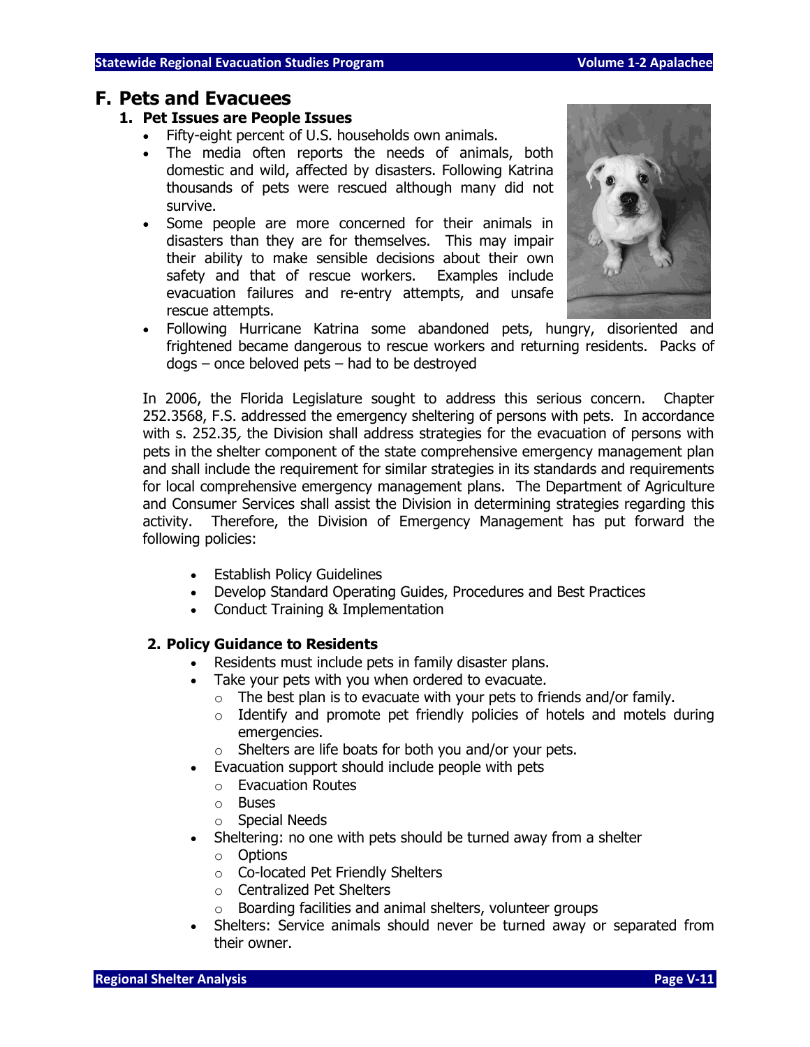# F. Pets and Evacuees

## 1. Pet Issues are People Issues

- Fifty-eight percent of U.S. households own animals.
- The media often reports the needs of animals, both domestic and wild, affected by disasters. Following Katrina thousands of pets were rescued although many did not survive.
- Some people are more concerned for their animals in disasters than they are for themselves. This may impair their ability to make sensible decisions about their own safety and that of rescue workers. Examples include evacuation failures and re-entry attempts, and unsafe rescue attempts.
- Following Hurricane Katrina some abandoned pets, hungry, disoriented and frightened became dangerous to rescue workers and returning residents. Packs of dogs – once beloved pets – had to be destroyed

In 2006, the Florida Legislature sought to address this serious concern. Chapter 252.3568, F.S. addressed the emergency sheltering of persons with pets. In accordance with s. 252.35*,* the Division shall address strategies for the evacuation of persons with pets in the shelter component of the state comprehensive emergency management plan and shall include the requirement for similar strategies in its standards and requirements for local comprehensive emergency management plans. The Department of Agriculture and Consumer Services shall assist the Division in determining strategies regarding this activity. Therefore, the Division of Emergency Management has put forward the following policies:

- Establish Policy Guidelines
- Develop Standard Operating Guides, Procedures and Best Practices
- Conduct Training & Implementation

## 2. Policy Guidance to Residents

- Residents must include pets in family disaster plans.
- Take your pets with you when ordered to evacuate.
  - The best plan is to evacuate with your pets to friends and/or family.
  - Identify and promote pet friendly policies of hotels and motels during emergencies.
  - Shelters are life boats for both you and/or your pets.
- Evacuation support should include people with pets
  - Evacuation Routes
  - Buses
  - Special Needs
- Sheltering: no one with pets should be turned away from a shelter
  - Options
  - Co-located Pet Friendly Shelters
  - Centralized Pet Shelters
  - Boarding facilities and animal shelters, volunteer groups
- Shelters: Service animals should never be turned away or separated from their owner.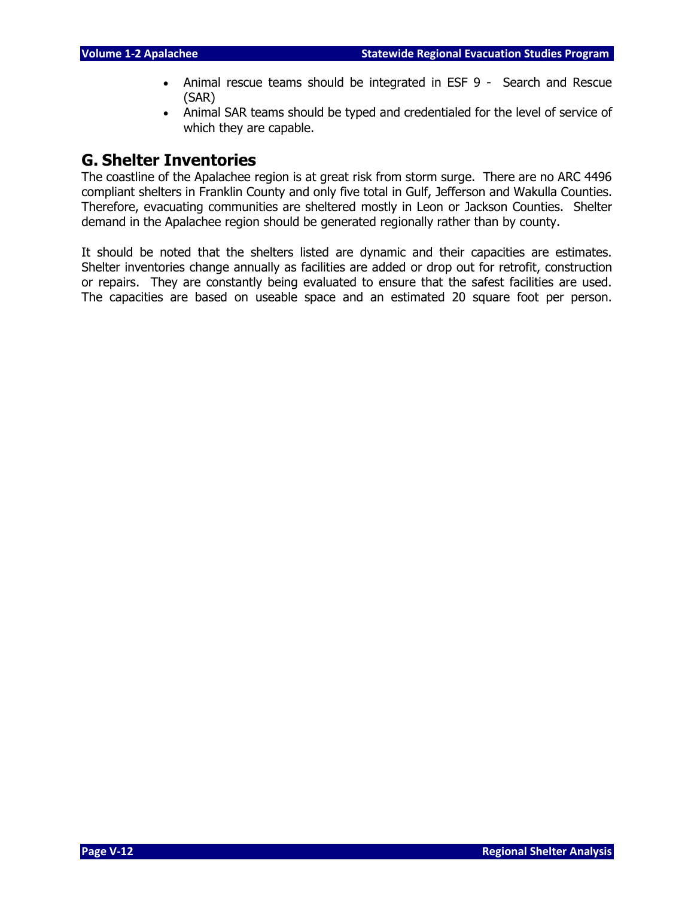- Animal rescue teams should be integrated in ESF 9 - Search and Rescue (SAR)
- Animal SAR teams should be typed and credentialed for the level of service of which they are capable.

## G. Shelter Inventories

The coastline of the Apalachee region is at great risk from storm surge. There are no ARC 4496 compliant shelters in Franklin County and only five total in Gulf, Jefferson and Wakulla Counties. Therefore, evacuating communities are sheltered mostly in Leon or Jackson Counties. Shelter demand in the Apalachee region should be generated regionally rather than by county.

It should be noted that the shelters listed are dynamic and their capacities are estimates. Shelter inventories change annually as facilities are added or drop out for retrofit, construction or repairs. They are constantly being evaluated to ensure that the safest facilities are used. The capacities are based on useable space and an estimated 20 square foot per person.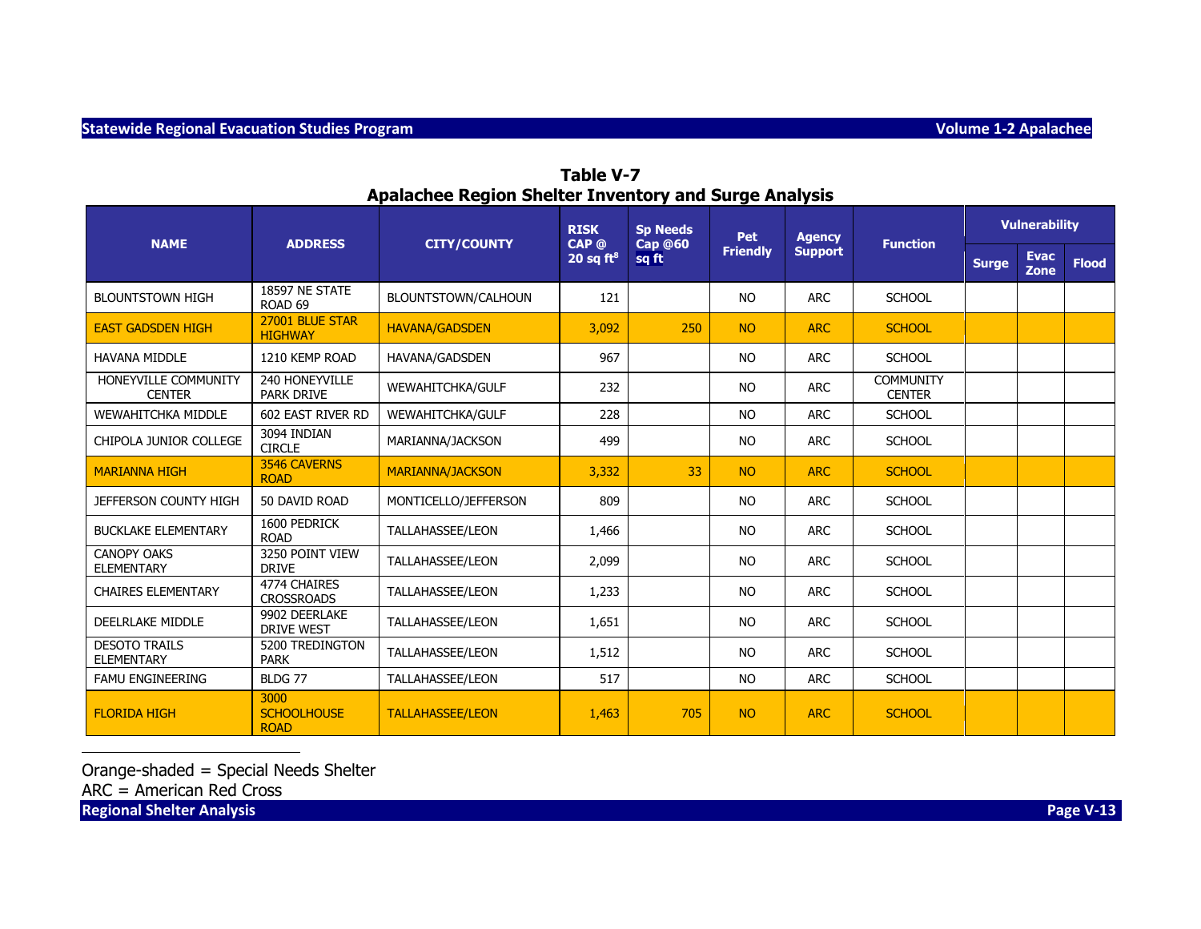**Table V-7**
**Apalachee Region Shelter Inventory and Surge Analysis**

| NAME | ADDRESS | CITY/COUNTY | RISK CAP @ 20 sq ft[8] | Sp Needs Cap @60 sq ft | Pet Friendly | Agency Support | Function | Vulnerability | | |
|---|---|---|---|---|---|---|---|---|---|---|
| | | | | | | | | Surge | Evac Zone | Flood |
| BLOUNTSTOWN HIGH | 18597 NE STATE ROAD 69 | BLOUNTSTOWN/CALHOUN | 121 | | NO | ARC | SCHOOL | | | |
| EAST GADSDEN HIGH | 27001 BLUE STAR HIGHWAY | HAVANA/GADSDEN | 3,092 | 250 | NO | ARC | SCHOOL | | | |
| HAVANA MIDDLE | 1210 KEMP ROAD | HAVANA/GADSDEN | 967 | | NO | ARC | SCHOOL | | | |
| HONEYVILLE COMMUNITY CENTER | 240 HONEYVILLE PARK DRIVE | WEWAHITCHKA/GULF | 232 | | NO | ARC | COMMUNITY CENTER | | | |
| WEWAHITCHKA MIDDLE | 602 EAST RIVER RD | WEWAHITCHKA/GULF | 228 | | NO | ARC | SCHOOL | | | |
| CHIPOLA JUNIOR COLLEGE | 3094 INDIAN CIRCLE | MARIANNA/JACKSON | 499 | | NO | ARC | SCHOOL | | | |
| MARIANNA HIGH | 3546 CAVERNS ROAD | MARIANNA/JACKSON | 3,332 | 33 | NO | ARC | SCHOOL | | | |
| JEFFERSON COUNTY HIGH | 50 DAVID ROAD | MONTICELLO/JEFFERSON | 809 | | NO | ARC | SCHOOL | | | |
| BUCKLAKE ELEMENTARY | 1600 PEDRICK ROAD | TALLAHASSEE/LEON | 1,466 | | NO | ARC | SCHOOL | | | |
| CANOPY OAKS ELEMENTARY | 3250 POINT VIEW DRIVE | TALLAHASSEE/LEON | 2,099 | | NO | ARC | SCHOOL | | | |
| CHAIRES ELEMENTARY | 4774 CHAIRES CROSSROADS | TALLAHASSEE/LEON | 1,233 | | NO | ARC | SCHOOL | | | |
| DEELRLAKE MIDDLE | 9902 DEERLAKE DRIVE WEST | TALLAHASSEE/LEON | 1,651 | | NO | ARC | SCHOOL | | | |
| DESOTO TRAILS ELEMENTARY | 5200 TREDINGTON PARK | TALLAHASSEE/LEON | 1,512 | | NO | ARC | SCHOOL | | | |
| FAMU ENGINEERING | BLDG 77 | TALLAHASSEE/LEON | 517 | | NO | ARC | SCHOOL | | | |
| FLORIDA HIGH | 3000 SCHOOLHOUSE ROAD | TALLAHASSEE/LEON | 1,463 | 705 | NO | ARC | SCHOOL | | | |

Orange-shaded = Special Needs Shelter
ARC = American Red Cross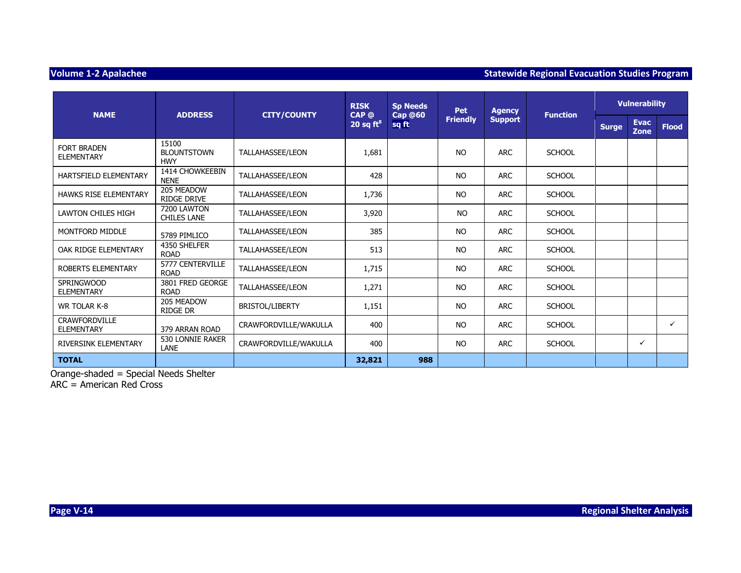| NAME | ADDRESS | CITY/COUNTY | RISK CAP @ 20 sq ft[8] | Sp Needs Cap @60 sq ft | Pet Friendly | Agency Support | Function | Vulnerability | | |
|---|---|---|---|---|---|---|---|---|---|---|
| | | | | | | | | Surge | Evac Zone | Flood |
| FORT BRADEN ELEMENTARY | 15100 BLOUNTSTOWN HWY | TALLAHASSEE/LEON | 1,681 | | NO | ARC | SCHOOL | | | |
| HARTSFIELD ELEMENTARY | 1414 CHOWKEEBIN NENE | TALLAHASSEE/LEON | 428 | | NO | ARC | SCHOOL | | | |
| HAWKS RISE ELEMENTARY | 205 MEADOW RIDGE DRIVE | TALLAHASSEE/LEON | 1,736 | | NO | ARC | SCHOOL | | | |
| LAWTON CHILES HIGH | 7200 LAWTON CHILES LANE | TALLAHASSEE/LEON | 3,920 | | NO | ARC | SCHOOL | | | |
| MONTFORD MIDDLE | 5789 PIMLICO | TALLAHASSEE/LEON | 385 | | NO | ARC | SCHOOL | | | |
| OAK RIDGE ELEMENTARY | 4350 SHELFER ROAD | TALLAHASSEE/LEON | 513 | | NO | ARC | SCHOOL | | | |
| ROBERTS ELEMENTARY | 5777 CENTERVILLE ROAD | TALLAHASSEE/LEON | 1,715 | | NO | ARC | SCHOOL | | | |
| SPRINGWOOD ELEMENTARY | 3801 FRED GEORGE ROAD | TALLAHASSEE/LEON | 1,271 | | NO | ARC | SCHOOL | | | |
| WR TOLAR K-8 | 205 MEADOW RIDGE DR | BRISTOL/LIBERTY | 1,151 | | NO | ARC | SCHOOL | | | |
| CRAWFORDVILLE ELEMENTARY | 379 ARRAN ROAD | CRAWFORDVILLE/WAKULLA | 400 | | NO | ARC | SCHOOL | | | ✓ |
| RIVERSINK ELEMENTARY | 530 LONNIE RAKER LANE | CRAWFORDVILLE/WAKULLA | 400 | | NO | ARC | SCHOOL | | ✓ | |
| **TOTAL** | | | **32,821** | **988** | | | | | | |

Orange-shaded = Special Needs Shelter
ARC = American Red Cross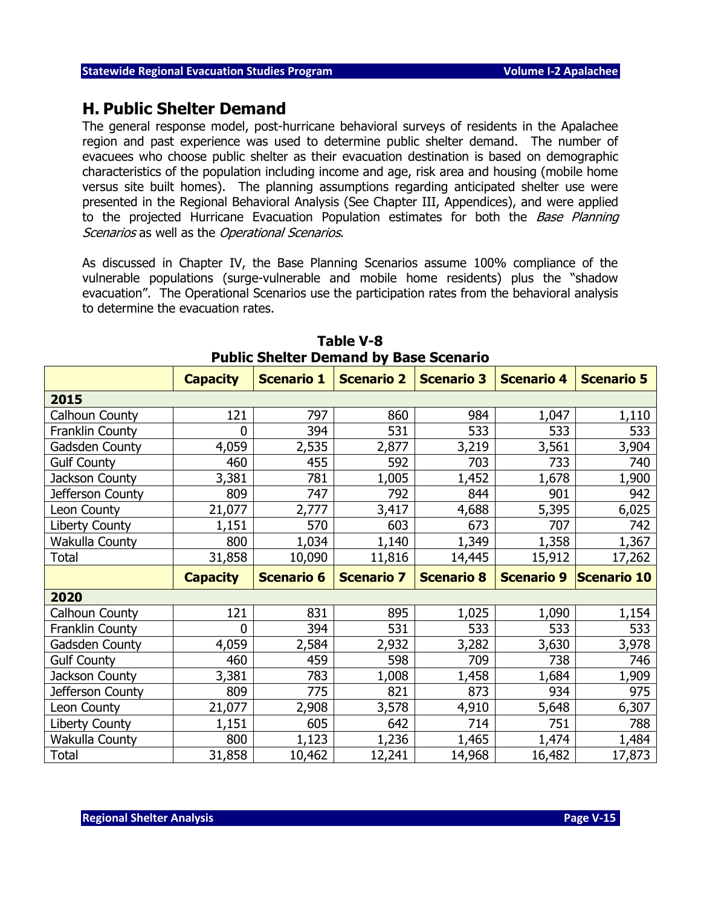## H. Public Shelter Demand

The general response model, post-hurricane behavioral surveys of residents in the Apalachee region and past experience was used to determine public shelter demand. The number of evacuees who choose public shelter as their evacuation destination is based on demographic characteristics of the population including income and age, risk area and housing (mobile home versus site built homes). The planning assumptions regarding anticipated shelter use were presented in the Regional Behavioral Analysis (See Chapter III, Appendices), and were applied to the projected Hurricane Evacuation Population estimates for both the *Base Planning Scenarios* as well as the *Operational Scenarios*.

As discussed in Chapter IV, the Base Planning Scenarios assume 100% compliance of the vulnerable populations (surge-vulnerable and mobile home residents) plus the "shadow evacuation". The Operational Scenarios use the participation rates from the behavioral analysis to determine the evacuation rates.

**Table V-8**
**Public Shelter Demand by Base Scenario**

| | Capacity | Scenario 1 | Scenario 2 | Scenario 3 | Scenario 4 | Scenario 5 |
|---|---|---|---|---|---|---|
| **2015** | | | | | | |
| Calhoun County | 121 | 797 | 860 | 984 | 1,047 | 1,110 |
| Franklin County | 0 | 394 | 531 | 533 | 533 | 533 |
| Gadsden County | 4,059 | 2,535 | 2,877 | 3,219 | 3,561 | 3,904 |
| Gulf County | 460 | 455 | 592 | 703 | 733 | 740 |
| Jackson County | 3,381 | 781 | 1,005 | 1,452 | 1,678 | 1,900 |
| Jefferson County | 809 | 747 | 792 | 844 | 901 | 942 |
| Leon County | 21,077 | 2,777 | 3,417 | 4,688 | 5,395 | 6,025 |
| Liberty County | 1,151 | 570 | 603 | 673 | 707 | 742 |
| Wakulla County | 800 | 1,034 | 1,140 | 1,349 | 1,358 | 1,367 |
| Total | 31,858 | 10,090 | 11,816 | 14,445 | 15,912 | 17,262 |
| | **Capacity** | **Scenario 6** | **Scenario 7** | **Scenario 8** | **Scenario 9** | **Scenario 10** |
| **2020** | | | | | | |
| Calhoun County | 121 | 831 | 895 | 1,025 | 1,090 | 1,154 |
| Franklin County | 0 | 394 | 531 | 533 | 533 | 533 |
| Gadsden County | 4,059 | 2,584 | 2,932 | 3,282 | 3,630 | 3,978 |
| Gulf County | 460 | 459 | 598 | 709 | 738 | 746 |
| Jackson County | 3,381 | 783 | 1,008 | 1,458 | 1,684 | 1,909 |
| Jefferson County | 809 | 775 | 821 | 873 | 934 | 975 |
| Leon County | 21,077 | 2,908 | 3,578 | 4,910 | 5,648 | 6,307 |
| Liberty County | 1,151 | 605 | 642 | 714 | 751 | 788 |
| Wakulla County | 800 | 1,123 | 1,236 | 1,465 | 1,474 | 1,484 |
| Total | 31,858 | 10,462 | 12,241 | 14,968 | 16,482 | 17,873 |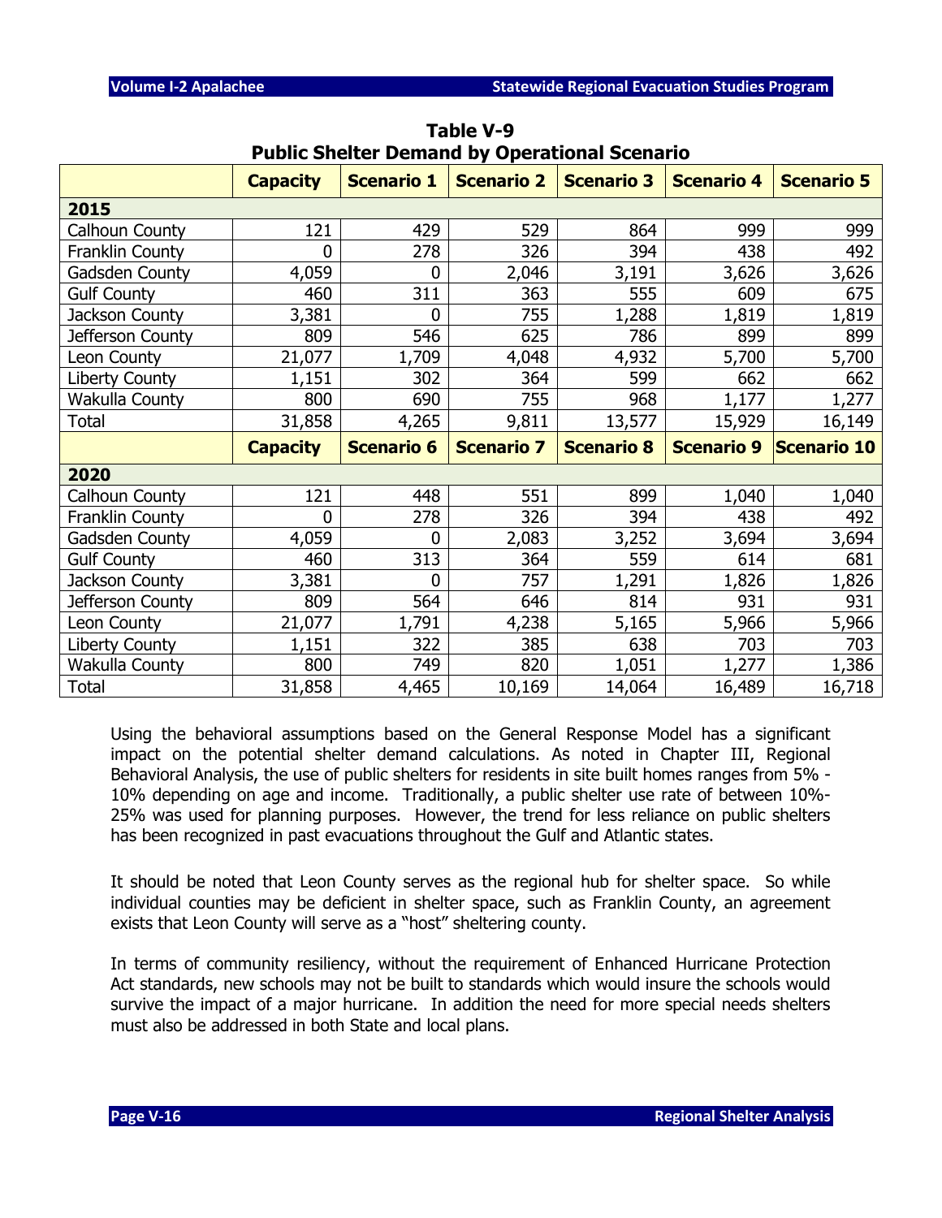**Table V-9**
**Public Shelter Demand by Operational Scenario**

| | Capacity | Scenario 1 | Scenario 2 | Scenario 3 | Scenario 4 | Scenario 5 |
|---|---|---|---|---|---|---|
| **2015** | | | | | | |
| Calhoun County | 121 | 429 | 529 | 864 | 999 | 999 |
| Franklin County | 0 | 278 | 326 | 394 | 438 | 492 |
| Gadsden County | 4,059 | 0 | 2,046 | 3,191 | 3,626 | 3,626 |
| Gulf County | 460 | 311 | 363 | 555 | 609 | 675 |
| Jackson County | 3,381 | 0 | 755 | 1,288 | 1,819 | 1,819 |
| Jefferson County | 809 | 546 | 625 | 786 | 899 | 899 |
| Leon County | 21,077 | 1,709 | 4,048 | 4,932 | 5,700 | 5,700 |
| Liberty County | 1,151 | 302 | 364 | 599 | 662 | 662 |
| Wakulla County | 800 | 690 | 755 | 968 | 1,177 | 1,277 |
| Total | 31,858 | 4,265 | 9,811 | 13,577 | 15,929 | 16,149 |
| | **Capacity** | **Scenario 6** | **Scenario 7** | **Scenario 8** | **Scenario 9** | **Scenario 10** |
| **2020** | | | | | | |
| Calhoun County | 121 | 448 | 551 | 899 | 1,040 | 1,040 |
| Franklin County | 0 | 278 | 326 | 394 | 438 | 492 |
| Gadsden County | 4,059 | 0 | 2,083 | 3,252 | 3,694 | 3,694 |
| Gulf County | 460 | 313 | 364 | 559 | 614 | 681 |
| Jackson County | 3,381 | 0 | 757 | 1,291 | 1,826 | 1,826 |
| Jefferson County | 809 | 564 | 646 | 814 | 931 | 931 |
| Leon County | 21,077 | 1,791 | 4,238 | 5,165 | 5,966 | 5,966 |
| Liberty County | 1,151 | 322 | 385 | 638 | 703 | 703 |
| Wakulla County | 800 | 749 | 820 | 1,051 | 1,277 | 1,386 |
| Total | 31,858 | 4,465 | 10,169 | 14,064 | 16,489 | 16,718 |

Using the behavioral assumptions based on the General Response Model has a significant impact on the potential shelter demand calculations. As noted in Chapter III, Regional Behavioral Analysis, the use of public shelters for residents in site built homes ranges from 5% - 10% depending on age and income. Traditionally, a public shelter use rate of between 10%-25% was used for planning purposes. However, the trend for less reliance on public shelters has been recognized in past evacuations throughout the Gulf and Atlantic states.

It should be noted that Leon County serves as the regional hub for shelter space. So while individual counties may be deficient in shelter space, such as Franklin County, an agreement exists that Leon County will serve as a "host" sheltering county.

In terms of community resiliency, without the requirement of Enhanced Hurricane Protection Act standards, new schools may not be built to standards which would insure the schools would survive the impact of a major hurricane. In addition the need for more special needs shelters must also be addressed in both State and local plans.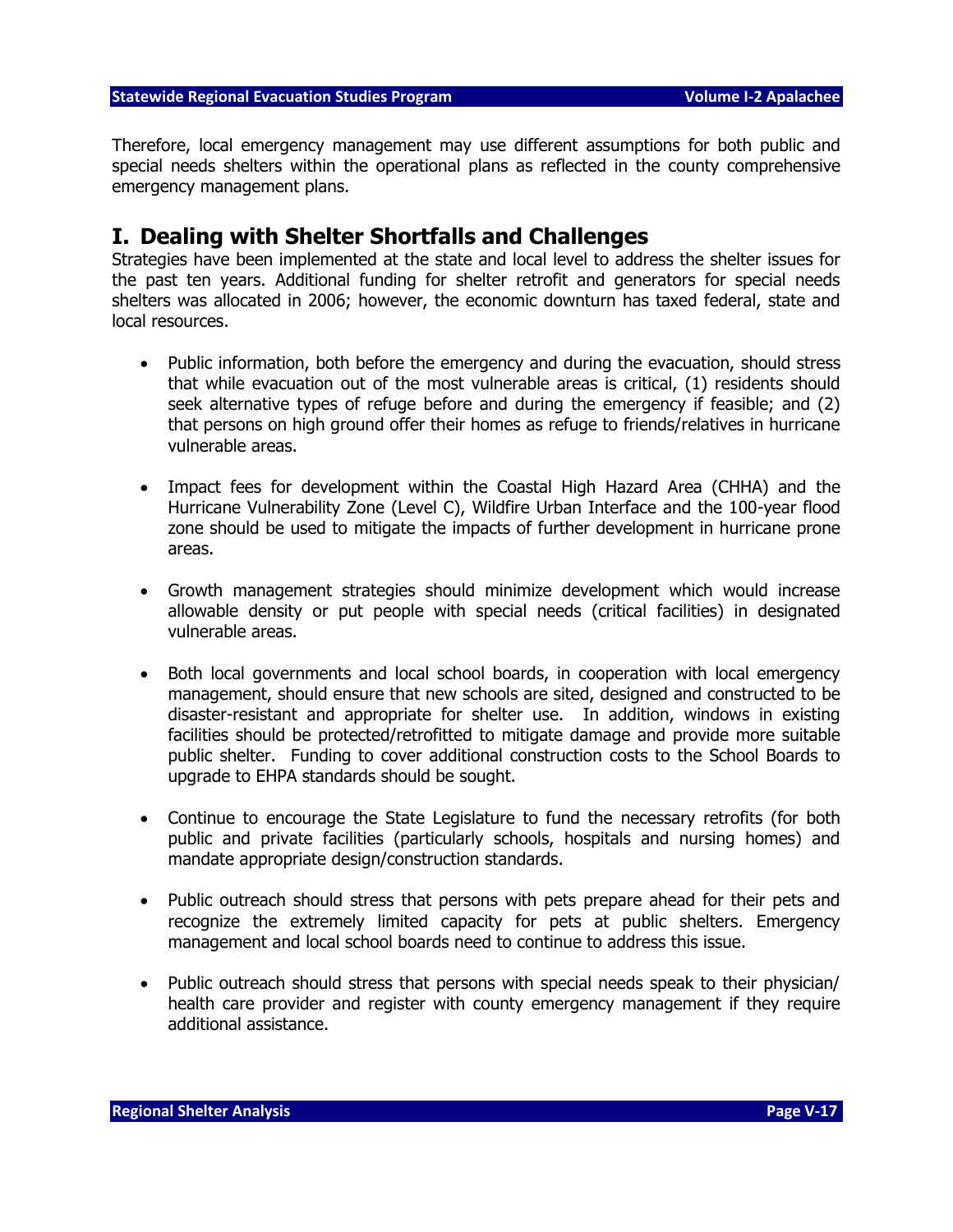Therefore, local emergency management may use different assumptions for both public and special needs shelters within the operational plans as reflected in the county comprehensive emergency management plans.

## I. Dealing with Shelter Shortfalls and Challenges

Strategies have been implemented at the state and local level to address the shelter issues for the past ten years. Additional funding for shelter retrofit and generators for special needs shelters was allocated in 2006; however, the economic downturn has taxed federal, state and local resources.

- Public information, both before the emergency and during the evacuation, should stress that while evacuation out of the most vulnerable areas is critical, (1) residents should seek alternative types of refuge before and during the emergency if feasible; and (2) that persons on high ground offer their homes as refuge to friends/relatives in hurricane vulnerable areas.

- Impact fees for development within the Coastal High Hazard Area (CHHA) and the Hurricane Vulnerability Zone (Level C), Wildfire Urban Interface and the 100-year flood zone should be used to mitigate the impacts of further development in hurricane prone areas.

- Growth management strategies should minimize development which would increase allowable density or put people with special needs (critical facilities) in designated vulnerable areas.

- Both local governments and local school boards, in cooperation with local emergency management, should ensure that new schools are sited, designed and constructed to be disaster-resistant and appropriate for shelter use. In addition, windows in existing facilities should be protected/retrofitted to mitigate damage and provide more suitable public shelter. Funding to cover additional construction costs to the School Boards to upgrade to EHPA standards should be sought.

- Continue to encourage the State Legislature to fund the necessary retrofits (for both public and private facilities (particularly schools, hospitals and nursing homes) and mandate appropriate design/construction standards.

- Public outreach should stress that persons with pets prepare ahead for their pets and recognize the extremely limited capacity for pets at public shelters. Emergency management and local school boards need to continue to address this issue.

- Public outreach should stress that persons with special needs speak to their physician/ health care provider and register with county emergency management if they require additional assistance.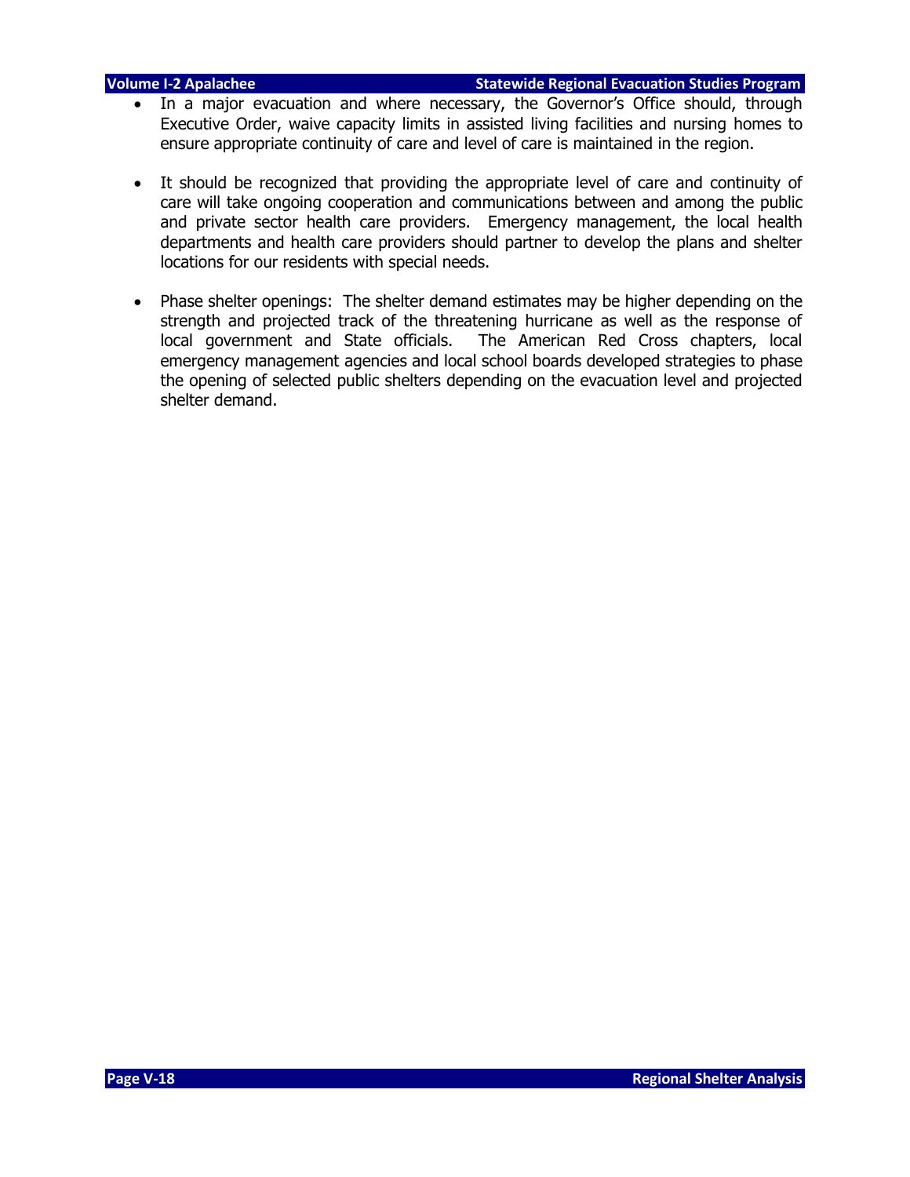- In a major evacuation and where necessary, the Governor's Office should, through Executive Order, waive capacity limits in assisted living facilities and nursing homes to ensure appropriate continuity of care and level of care is maintained in the region.

- It should be recognized that providing the appropriate level of care and continuity of care will take ongoing cooperation and communications between and among the public and private sector health care providers. Emergency management, the local health departments and health care providers should partner to develop the plans and shelter locations for our residents with special needs.

- Phase shelter openings: The shelter demand estimates may be higher depending on the strength and projected track of the threatening hurricane as well as the response of local government and State officials. The American Red Cross chapters, local emergency management agencies and local school boards developed strategies to phase the opening of selected public shelters depending on the evacuation level and projected shelter demand.